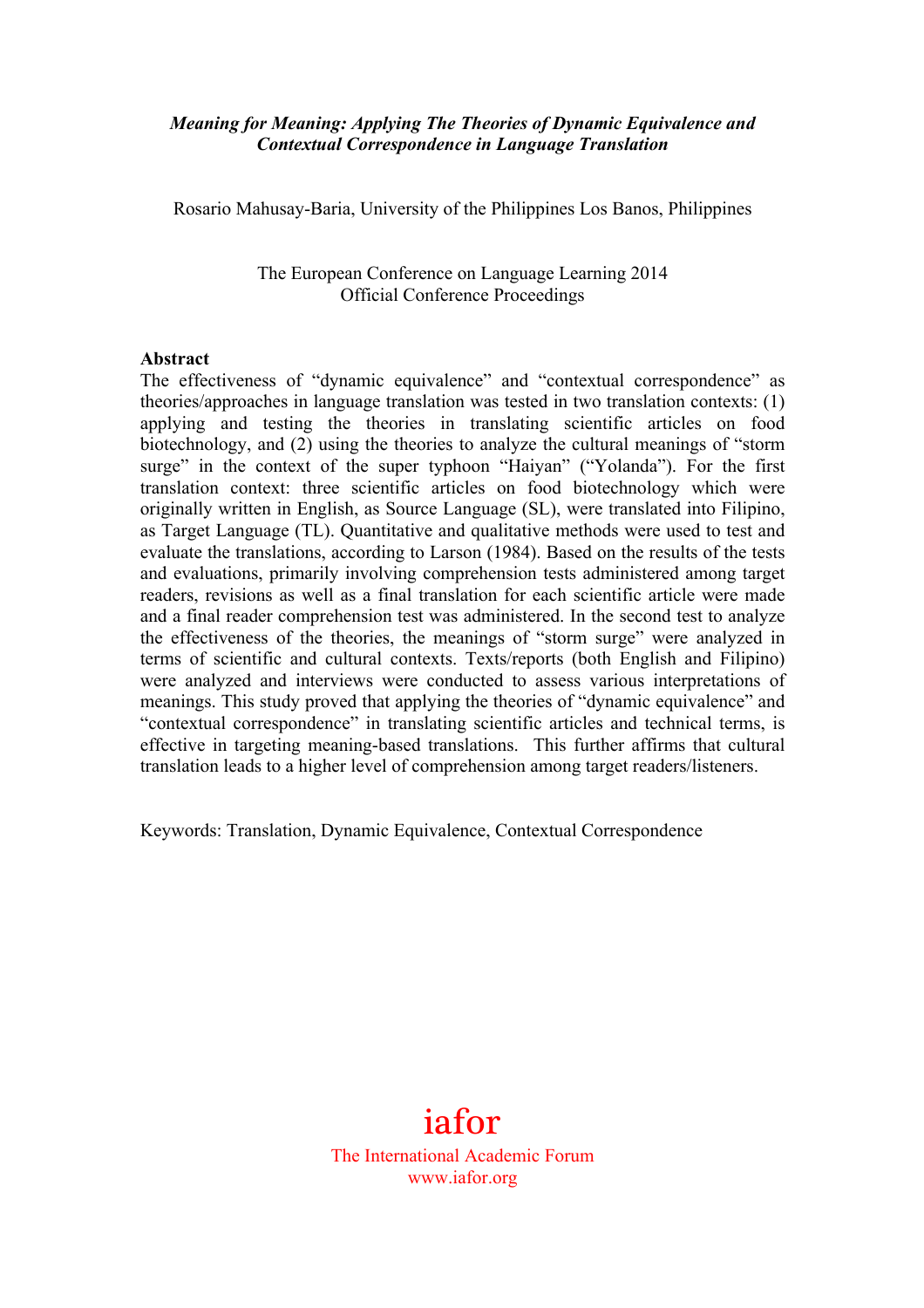***Meaning for Meaning: Applying The Theories of Dynamic Equivalence and Contextual Correspondence in Language Translation***

Rosario Mahusay-Baria, University of the Philippines Los Banos, Philippines

The European Conference on Language Learning 2014
Official Conference Proceedings

**Abstract**

The effectiveness of "dynamic equivalence" and "contextual correspondence" as theories/approaches in language translation was tested in two translation contexts: (1) applying and testing the theories in translating scientific articles on food biotechnology, and (2) using the theories to analyze the cultural meanings of "storm surge" in the context of the super typhoon "Haiyan" ("Yolanda"). For the first translation context: three scientific articles on food biotechnology which were originally written in English, as Source Language (SL), were translated into Filipino, as Target Language (TL). Quantitative and qualitative methods were used to test and evaluate the translations, according to Larson (1984). Based on the results of the tests and evaluations, primarily involving comprehension tests administered among target readers, revisions as well as a final translation for each scientific article were made and a final reader comprehension test was administered. In the second test to analyze the effectiveness of the theories, the meanings of "storm surge" were analyzed in terms of scientific and cultural contexts. Texts/reports (both English and Filipino) were analyzed and interviews were conducted to assess various interpretations of meanings. This study proved that applying the theories of "dynamic equivalence" and "contextual correspondence" in translating scientific articles and technical terms, is effective in targeting meaning-based translations. This further affirms that cultural translation leads to a higher level of comprehension among target readers/listeners.

Keywords: Translation, Dynamic Equivalence, Contextual Correspondence

iafor
The International Academic Forum
www.iafor.org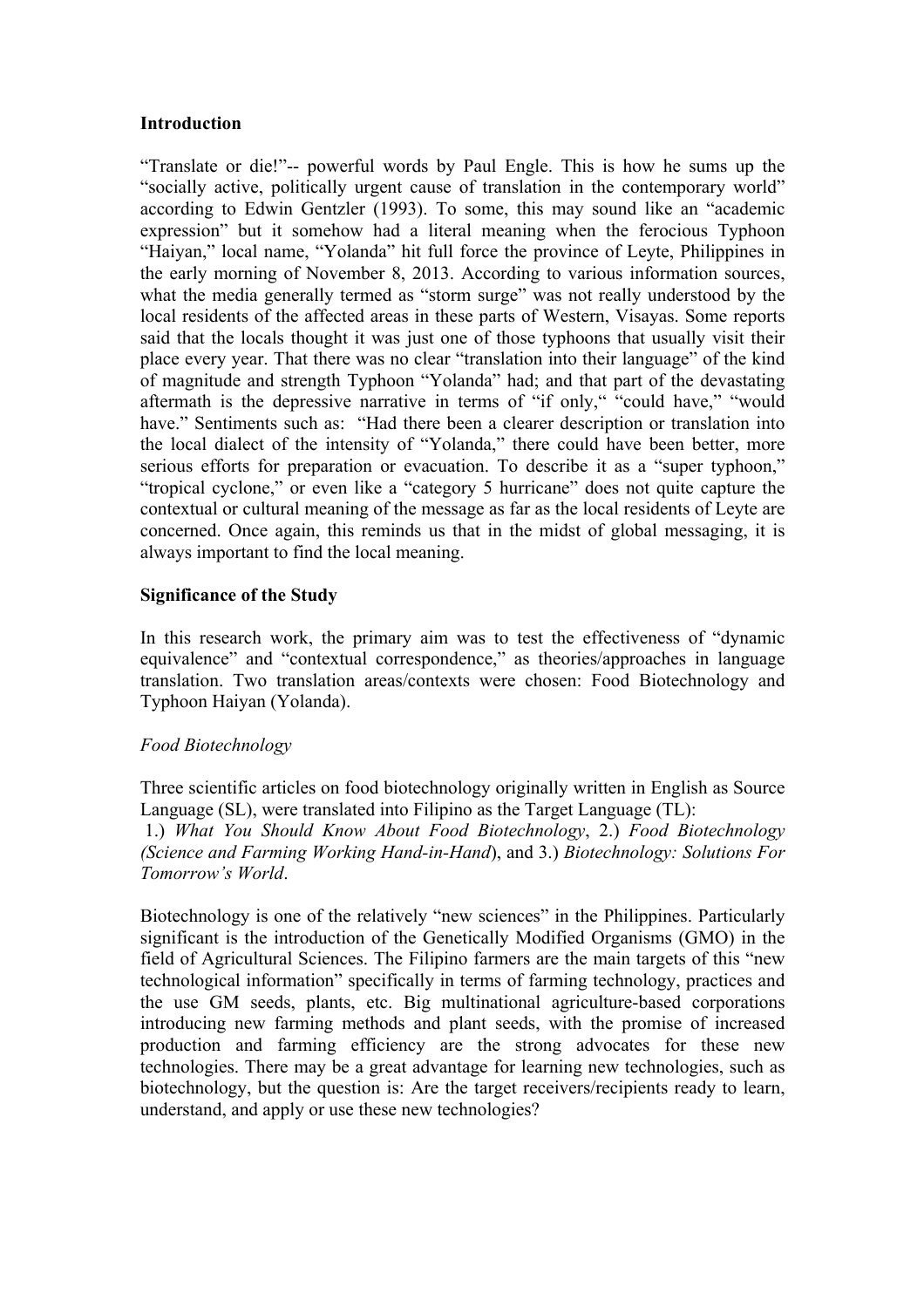**Introduction**

"Translate or die!"-- powerful words by Paul Engle. This is how he sums up the "socially active, politically urgent cause of translation in the contemporary world" according to Edwin Gentzler (1993). To some, this may sound like an "academic expression" but it somehow had a literal meaning when the ferocious Typhoon "Haiyan," local name, "Yolanda" hit full force the province of Leyte, Philippines in the early morning of November 8, 2013. According to various information sources, what the media generally termed as "storm surge" was not really understood by the local residents of the affected areas in these parts of Western, Visayas. Some reports said that the locals thought it was just one of those typhoons that usually visit their place every year. That there was no clear "translation into their language" of the kind of magnitude and strength Typhoon "Yolanda" had; and that part of the devastating aftermath is the depressive narrative in terms of "if only," "could have," "would have." Sentiments such as: "Had there been a clearer description or translation into the local dialect of the intensity of "Yolanda," there could have been better, more serious efforts for preparation or evacuation. To describe it as a "super typhoon," "tropical cyclone," or even like a "category 5 hurricane" does not quite capture the contextual or cultural meaning of the message as far as the local residents of Leyte are concerned. Once again, this reminds us that in the midst of global messaging, it is always important to find the local meaning.

**Significance of the Study**

In this research work, the primary aim was to test the effectiveness of "dynamic equivalence" and "contextual correspondence," as theories/approaches in language translation. Two translation areas/contexts were chosen: Food Biotechnology and Typhoon Haiyan (Yolanda).

*Food Biotechnology*

Three scientific articles on food biotechnology originally written in English as Source Language (SL), were translated into Filipino as the Target Language (TL):
1.) *What You Should Know About Food Biotechnology*, 2.) *Food Biotechnology (Science and Farming Working Hand-in-Hand*), and 3.) *Biotechnology: Solutions For Tomorrow's World*.

Biotechnology is one of the relatively "new sciences" in the Philippines. Particularly significant is the introduction of the Genetically Modified Organisms (GMO) in the field of Agricultural Sciences. The Filipino farmers are the main targets of this "new technological information" specifically in terms of farming technology, practices and the use GM seeds, plants, etc. Big multinational agriculture-based corporations introducing new farming methods and plant seeds, with the promise of increased production and farming efficiency are the strong advocates for these new technologies. There may be a great advantage for learning new technologies, such as biotechnology, but the question is: Are the target receivers/recipients ready to learn, understand, and apply or use these new technologies?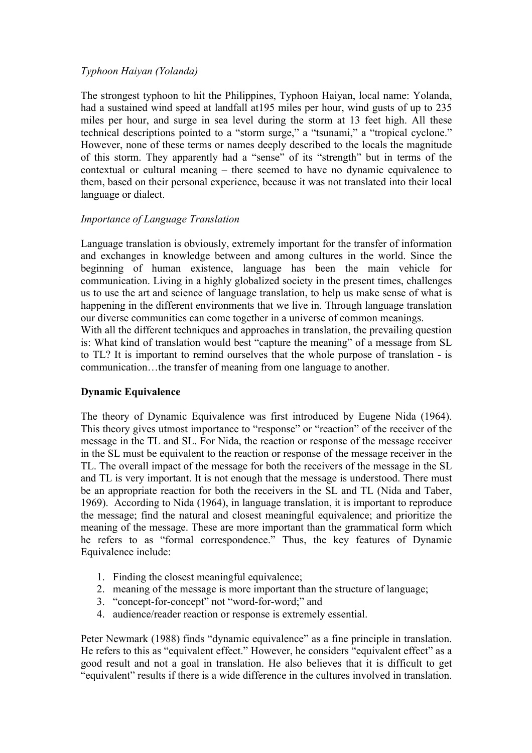*Typhoon Haiyan (Yolanda)*

The strongest typhoon to hit the Philippines, Typhoon Haiyan, local name: Yolanda, had a sustained wind speed at landfall at195 miles per hour, wind gusts of up to 235 miles per hour, and surge in sea level during the storm at 13 feet high. All these technical descriptions pointed to a "storm surge," a "tsunami," a "tropical cyclone." However, none of these terms or names deeply described to the locals the magnitude of this storm. They apparently had a "sense" of its "strength" but in terms of the contextual or cultural meaning – there seemed to have no dynamic equivalence to them, based on their personal experience, because it was not translated into their local language or dialect.

*Importance of Language Translation*

Language translation is obviously, extremely important for the transfer of information and exchanges in knowledge between and among cultures in the world. Since the beginning of human existence, language has been the main vehicle for communication. Living in a highly globalized society in the present times, challenges us to use the art and science of language translation, to help us make sense of what is happening in the different environments that we live in. Through language translation our diverse communities can come together in a universe of common meanings.
With all the different techniques and approaches in translation, the prevailing question is: What kind of translation would best "capture the meaning" of a message from SL to TL? It is important to remind ourselves that the whole purpose of translation - is communication…the transfer of meaning from one language to another.

**Dynamic Equivalence**

The theory of Dynamic Equivalence was first introduced by Eugene Nida (1964). This theory gives utmost importance to "response" or "reaction" of the receiver of the message in the TL and SL. For Nida, the reaction or response of the message receiver in the SL must be equivalent to the reaction or response of the message receiver in the TL. The overall impact of the message for both the receivers of the message in the SL and TL is very important. It is not enough that the message is understood. There must be an appropriate reaction for both the receivers in the SL and TL (Nida and Taber, 1969). According to Nida (1964), in language translation, it is important to reproduce the message; find the natural and closest meaningful equivalence; and prioritize the meaning of the message. These are more important than the grammatical form which he refers to as "formal correspondence." Thus, the key features of Dynamic Equivalence include:

1. Finding the closest meaningful equivalence;
2. meaning of the message is more important than the structure of language;
3. "concept-for-concept" not "word-for-word;" and
4. audience/reader reaction or response is extremely essential.

Peter Newmark (1988) finds "dynamic equivalence" as a fine principle in translation. He refers to this as "equivalent effect." However, he considers "equivalent effect" as a good result and not a goal in translation. He also believes that it is difficult to get "equivalent" results if there is a wide difference in the cultures involved in translation.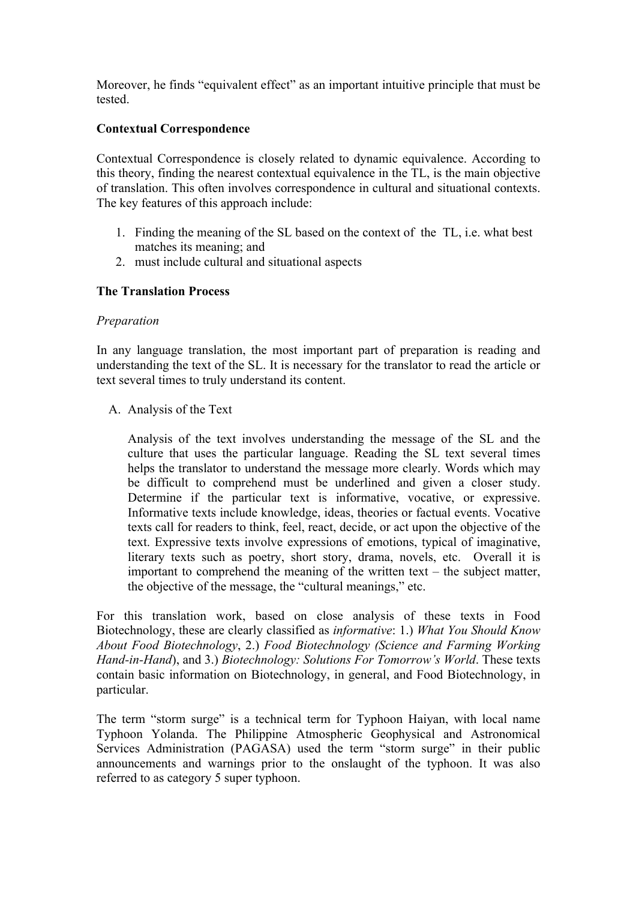Moreover, he finds "equivalent effect" as an important intuitive principle that must be tested.

**Contextual Correspondence**

Contextual Correspondence is closely related to dynamic equivalence. According to this theory, finding the nearest contextual equivalence in the TL, is the main objective of translation. This often involves correspondence in cultural and situational contexts. The key features of this approach include:

1. Finding the meaning of the SL based on the context of the TL, i.e. what best matches its meaning; and
2. must include cultural and situational aspects

**The Translation Process**

*Preparation*

In any language translation, the most important part of preparation is reading and understanding the text of the SL. It is necessary for the translator to read the article or text several times to truly understand its content.

A. Analysis of the Text

   Analysis of the text involves understanding the message of the SL and the culture that uses the particular language. Reading the SL text several times helps the translator to understand the message more clearly. Words which may be difficult to comprehend must be underlined and given a closer study. Determine if the particular text is informative, vocative, or expressive. Informative texts include knowledge, ideas, theories or factual events. Vocative texts call for readers to think, feel, react, decide, or act upon the objective of the text. Expressive texts involve expressions of emotions, typical of imaginative, literary texts such as poetry, short story, drama, novels, etc. Overall it is important to comprehend the meaning of the written text – the subject matter, the objective of the message, the "cultural meanings," etc.

For this translation work, based on close analysis of these texts in Food Biotechnology, these are clearly classified as *informative*: 1.) *What You Should Know About Food Biotechnology*, 2.) *Food Biotechnology (Science and Farming Working Hand-in-Hand*), and 3.) *Biotechnology: Solutions For Tomorrow's World*. These texts contain basic information on Biotechnology, in general, and Food Biotechnology, in particular.

The term "storm surge" is a technical term for Typhoon Haiyan, with local name Typhoon Yolanda. The Philippine Atmospheric Geophysical and Astronomical Services Administration (PAGASA) used the term "storm surge" in their public announcements and warnings prior to the onslaught of the typhoon. It was also referred to as category 5 super typhoon.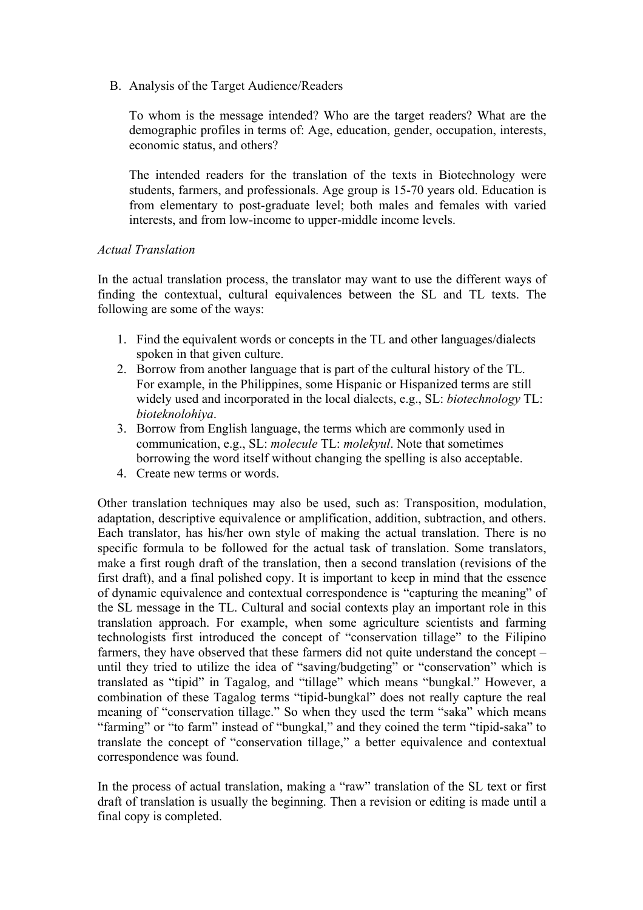B. Analysis of the Target Audience/Readers

   To whom is the message intended? Who are the target readers? What are the demographic profiles in terms of: Age, education, gender, occupation, interests, economic status, and others?

   The intended readers for the translation of the texts in Biotechnology were students, farmers, and professionals. Age group is 15-70 years old. Education is from elementary to post-graduate level; both males and females with varied interests, and from low-income to upper-middle income levels.

*Actual Translation*

In the actual translation process, the translator may want to use the different ways of finding the contextual, cultural equivalences between the SL and TL texts. The following are some of the ways:

1. Find the equivalent words or concepts in the TL and other languages/dialects spoken in that given culture.
2. Borrow from another language that is part of the cultural history of the TL. For example, in the Philippines, some Hispanic or Hispanized terms are still widely used and incorporated in the local dialects, e.g., SL: *biotechnology* TL: *bioteknolohiya*.
3. Borrow from English language, the terms which are commonly used in communication, e.g., SL: *molecule* TL: *molekyul*. Note that sometimes borrowing the word itself without changing the spelling is also acceptable.
4. Create new terms or words.

Other translation techniques may also be used, such as: Transposition, modulation, adaptation, descriptive equivalence or amplification, addition, subtraction, and others. Each translator, has his/her own style of making the actual translation. There is no specific formula to be followed for the actual task of translation. Some translators, make a first rough draft of the translation, then a second translation (revisions of the first draft), and a final polished copy. It is important to keep in mind that the essence of dynamic equivalence and contextual correspondence is "capturing the meaning" of the SL message in the TL. Cultural and social contexts play an important role in this translation approach. For example, when some agriculture scientists and farming technologists first introduced the concept of "conservation tillage" to the Filipino farmers, they have observed that these farmers did not quite understand the concept – until they tried to utilize the idea of "saving/budgeting" or "conservation" which is translated as "tipid" in Tagalog, and "tillage" which means "bungkal." However, a combination of these Tagalog terms "tipid-bungkal" does not really capture the real meaning of "conservation tillage." So when they used the term "saka" which means "farming" or "to farm" instead of "bungkal," and they coined the term "tipid-saka" to translate the concept of "conservation tillage," a better equivalence and contextual correspondence was found.

In the process of actual translation, making a "raw" translation of the SL text or first draft of translation is usually the beginning. Then a revision or editing is made until a final copy is completed.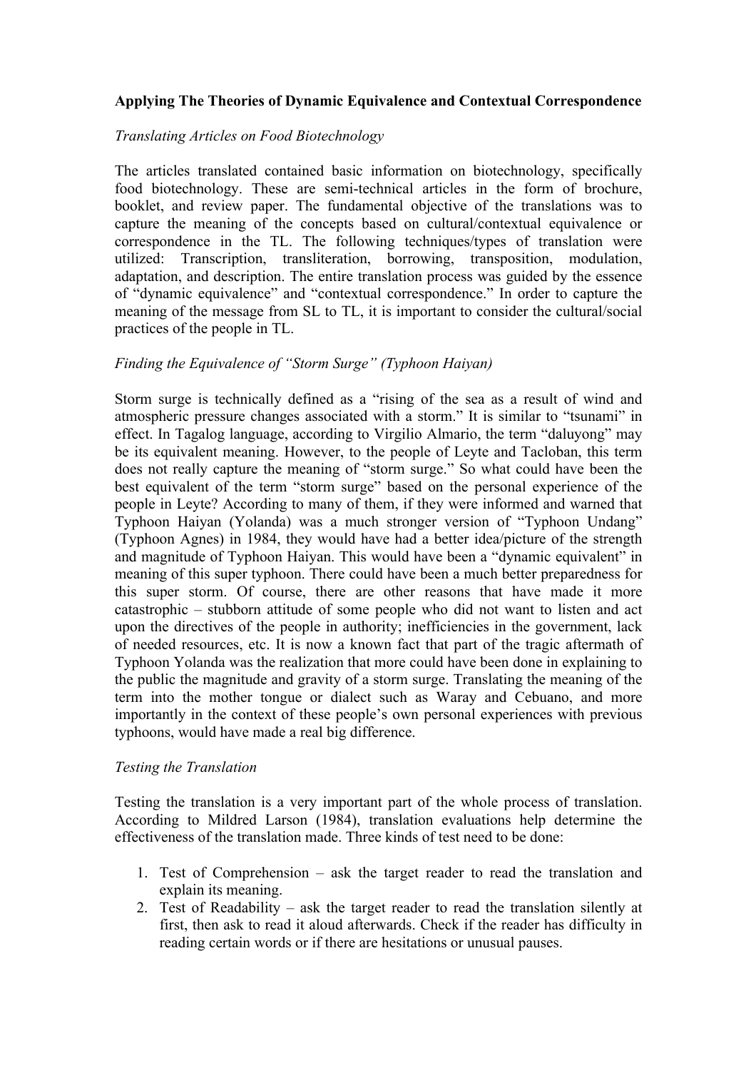**Applying The Theories of Dynamic Equivalence and Contextual Correspondence**

*Translating Articles on Food Biotechnology*

The articles translated contained basic information on biotechnology, specifically food biotechnology. These are semi-technical articles in the form of brochure, booklet, and review paper. The fundamental objective of the translations was to capture the meaning of the concepts based on cultural/contextual equivalence or correspondence in the TL. The following techniques/types of translation were utilized: Transcription, transliteration, borrowing, transposition, modulation, adaptation, and description. The entire translation process was guided by the essence of "dynamic equivalence" and "contextual correspondence." In order to capture the meaning of the message from SL to TL, it is important to consider the cultural/social practices of the people in TL.

*Finding the Equivalence of "Storm Surge" (Typhoon Haiyan)*

Storm surge is technically defined as a "rising of the sea as a result of wind and atmospheric pressure changes associated with a storm." It is similar to "tsunami" in effect. In Tagalog language, according to Virgilio Almario, the term "daluyong" may be its equivalent meaning. However, to the people of Leyte and Tacloban, this term does not really capture the meaning of "storm surge." So what could have been the best equivalent of the term "storm surge" based on the personal experience of the people in Leyte? According to many of them, if they were informed and warned that Typhoon Haiyan (Yolanda) was a much stronger version of "Typhoon Undang" (Typhoon Agnes) in 1984, they would have had a better idea/picture of the strength and magnitude of Typhoon Haiyan. This would have been a "dynamic equivalent" in meaning of this super typhoon. There could have been a much better preparedness for this super storm. Of course, there are other reasons that have made it more catastrophic – stubborn attitude of some people who did not want to listen and act upon the directives of the people in authority; inefficiencies in the government, lack of needed resources, etc. It is now a known fact that part of the tragic aftermath of Typhoon Yolanda was the realization that more could have been done in explaining to the public the magnitude and gravity of a storm surge. Translating the meaning of the term into the mother tongue or dialect such as Waray and Cebuano, and more importantly in the context of these people's own personal experiences with previous typhoons, would have made a real big difference.

*Testing the Translation*

Testing the translation is a very important part of the whole process of translation. According to Mildred Larson (1984), translation evaluations help determine the effectiveness of the translation made. Three kinds of test need to be done:

1. Test of Comprehension – ask the target reader to read the translation and explain its meaning.
2. Test of Readability – ask the target reader to read the translation silently at first, then ask to read it aloud afterwards. Check if the reader has difficulty in reading certain words or if there are hesitations or unusual pauses.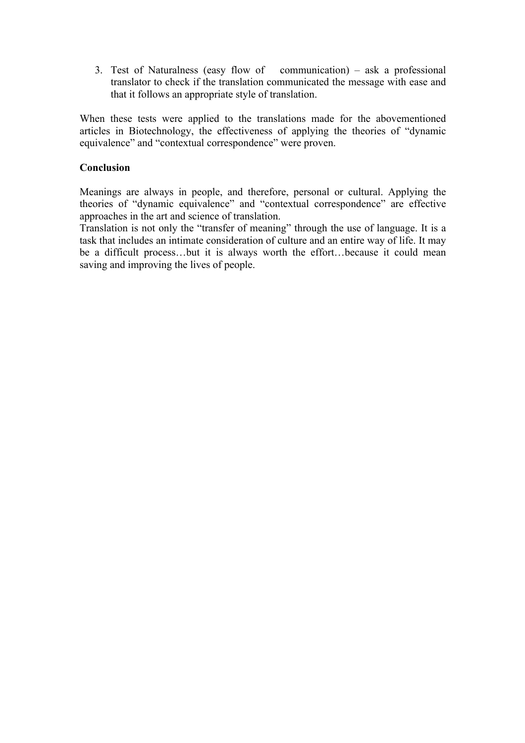3. Test of Naturalness (easy flow of communication) – ask a professional translator to check if the translation communicated the message with ease and that it follows an appropriate style of translation.

When these tests were applied to the translations made for the abovementioned articles in Biotechnology, the effectiveness of applying the theories of "dynamic equivalence" and "contextual correspondence" were proven.

**Conclusion**

Meanings are always in people, and therefore, personal or cultural. Applying the theories of "dynamic equivalence" and "contextual correspondence" are effective approaches in the art and science of translation.

Translation is not only the "transfer of meaning" through the use of language. It is a task that includes an intimate consideration of culture and an entire way of life. It may be a difficult process…but it is always worth the effort…because it could mean saving and improving the lives of people.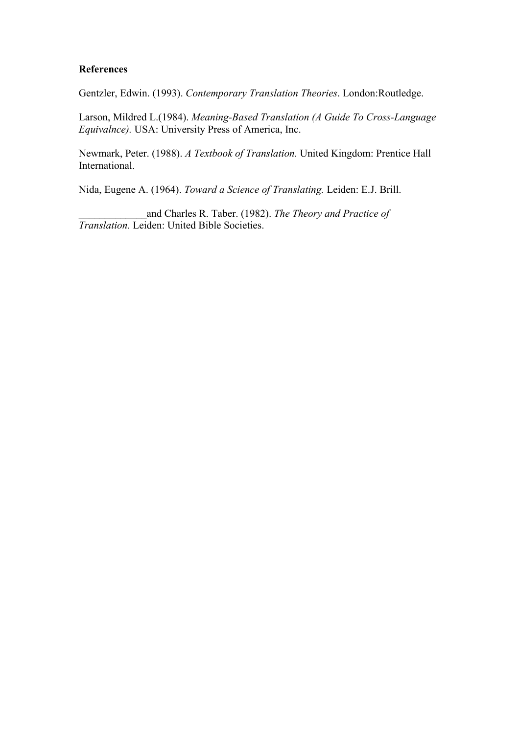**References**

Gentzler, Edwin. (1993). *Contemporary Translation Theories*. London:Routledge.

Larson, Mildred L.(1984). *Meaning-Based Translation (A Guide To Cross-Language Equivalnce).* USA: University Press of America, Inc.

Newmark, Peter. (1988). *A Textbook of Translation.* United Kingdom: Prentice Hall International.

Nida, Eugene A. (1964). *Toward a Science of Translating.* Leiden: E.J. Brill.

_____________and Charles R. Taber. (1982). *The Theory and Practice of Translation.* Leiden: United Bible Societies.